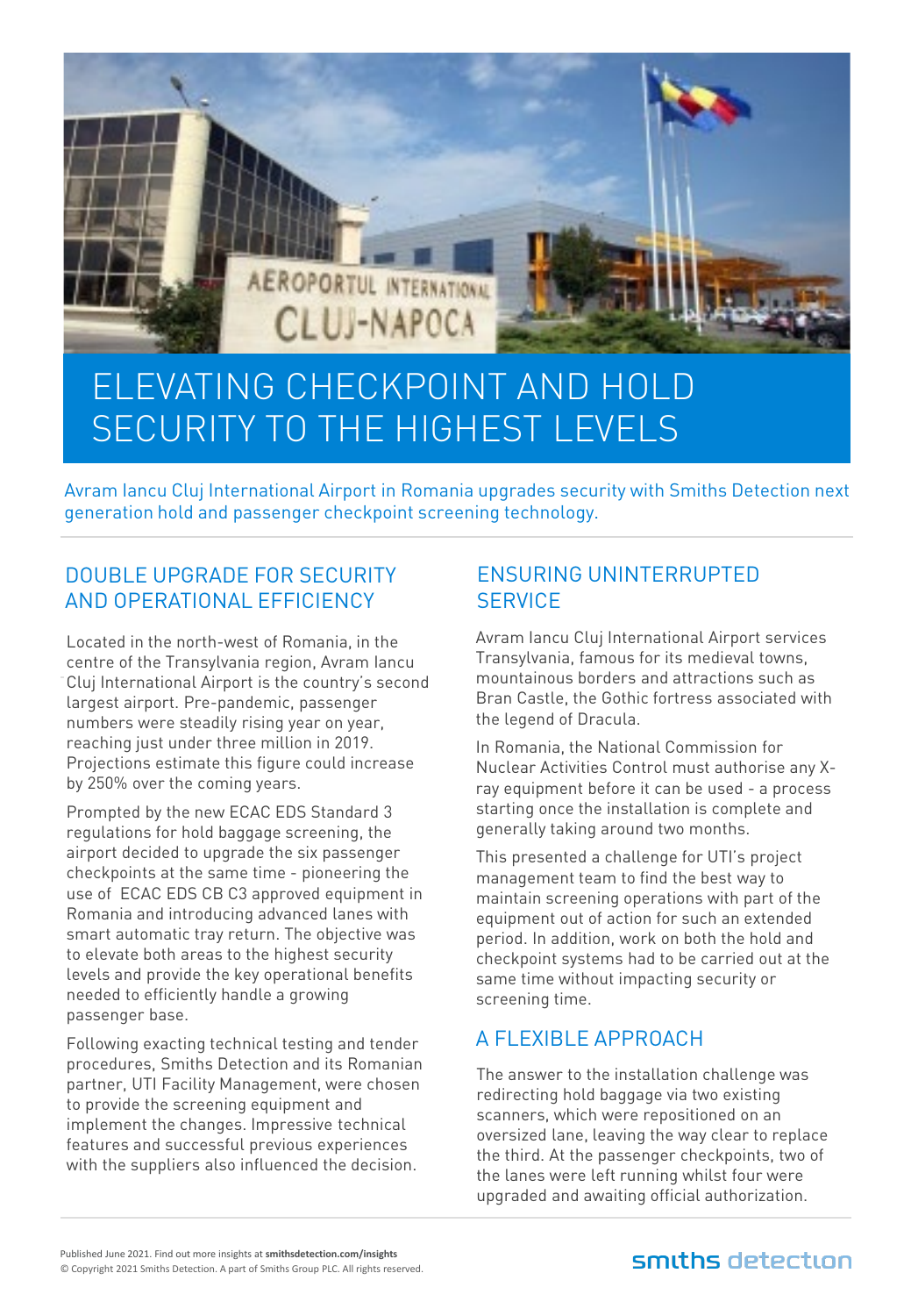# ELEVATING CHECKPOINT AND HOLD SECURITY TO THE HIGHEST LEVELS

Avram Iancu Cluj International Airport in Romania upgrades security with Smiths Detection next generation hold and passenger checkpoint screening technology.

## DOUBLE UPGRADE FOR SECURITY AND OPERATIONAL EFFICIENCY

Located in the north-west of Romania, in the centre of the Transylvania region, Avram Iancu Cluj International Airport is the country's second largest airport. Pre-pandemic, passenger numbers were steadily rising year on year, reaching just under three million in 2019. Projections estimate this figure could increase by 250% over the coming years.

Prompted by the new ECAC EDS Standard 3 regulations for hold baggage screening, the airport decided to upgrade the six passenger checkpoints at the same time - pioneering the use of ECAC EDS CB C3 approved equipment in Romania and introducing advanced lanes with smart automatic tray return. The objective was to elevate both areas to the highest security levels and provide the key operational benefits needed to efficiently handle a growing passenger base.

Following exacting technical testing and tender procedures, Smiths Detection and its Romanian partner, UTI Facility Management, were chosen to provide the screening equipment and implement the changes. Impressive technical features and successful previous experiences with the suppliers also influenced the decision.

## ENSURING UNINTERRUPTED SERVICE

Avram Iancu Cluj International Airport services Transylvania, famous for its medieval towns, mountainous borders and attractions such as Bran Castle, the Gothic fortress associated with the legend of Dracula.

In Romania, the National Commission for Nuclear Activities Control must authorise any X-ray equipment before it can be used - a process starting once the installation is complete and generally taking around two months.

This presented a challenge for UTI's project management team to find the best way to maintain screening operations with part of the equipment out of action for such an extended period. In addition, work on both the hold and checkpoint systems had to be carried out at the same time without impacting security or screening time.

## A FLEXIBLE APPROACH

The answer to the installation challenge was redirecting hold baggage via two existing scanners, which were repositioned on an oversized lane, leaving the way clear to replace the third. At the passenger checkpoints, two of the lanes were left running whilst four were upgraded and awaiting official authorization.

Published June 2021. Find out more insights at **smithsdetection.com/insights**
© Copyright 2021 Smiths Detection. A part of Smiths Group PLC. All rights reserved.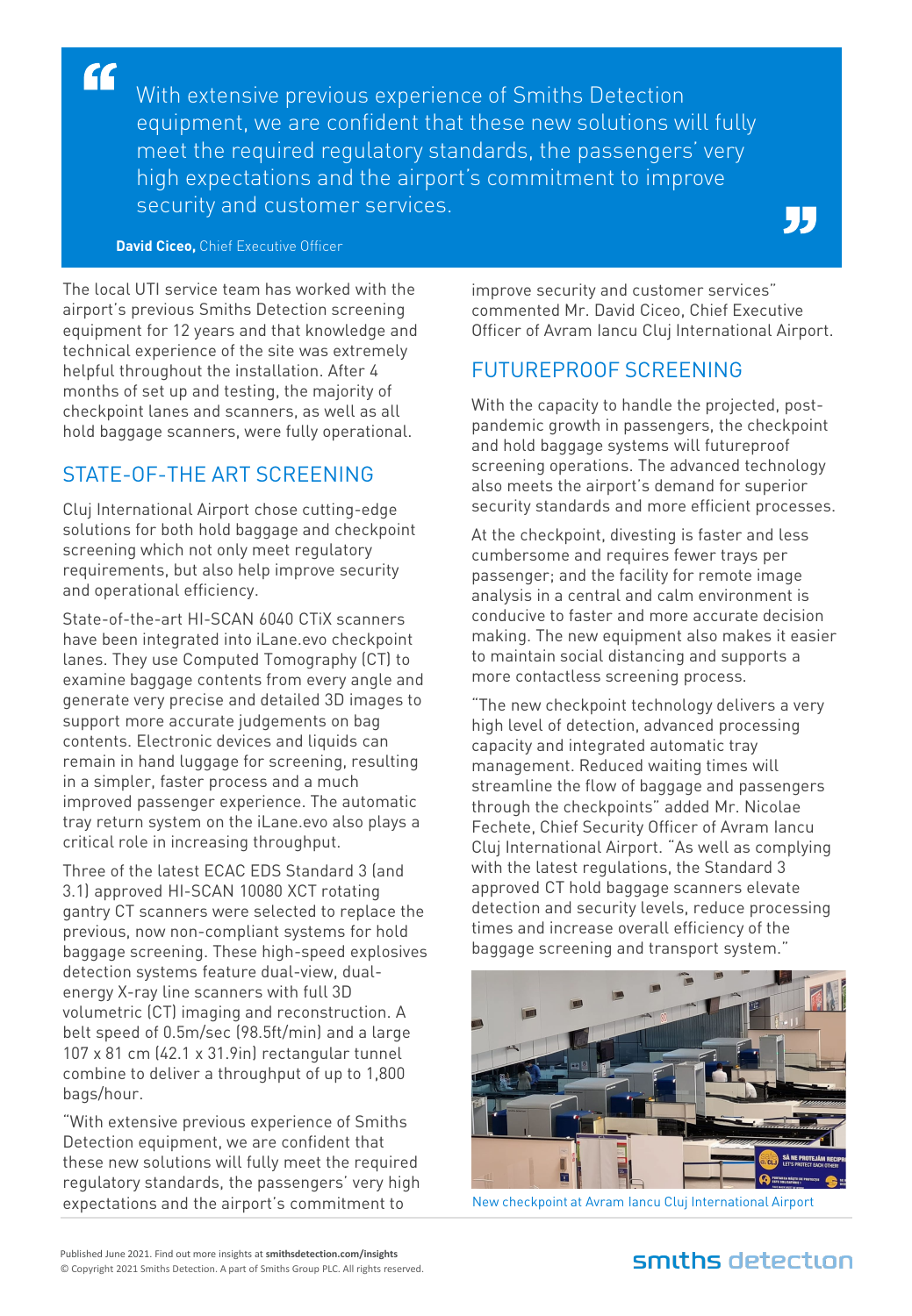> With extensive previous experience of Smiths Detection equipment, we are confident that these new solutions will fully meet the required regulatory standards, the passengers' very high expectations and the airport's commitment to improve security and customer services.
>
> **David Ciceo,** Chief Executive Officer

The local UTI service team has worked with the airport's previous Smiths Detection screening equipment for 12 years and that knowledge and technical experience of the site was extremely helpful throughout the installation. After 4 months of set up and testing, the majority of checkpoint lanes and scanners, as well as all hold baggage scanners, were fully operational.

## STATE-OF-THE ART SCREENING

Cluj International Airport chose cutting-edge solutions for both hold baggage and checkpoint screening which not only meet regulatory requirements, but also help improve security and operational efficiency.

State-of-the-art HI-SCAN 6040 CTiX scanners have been integrated into iLane.evo checkpoint lanes. They use Computed Tomography (CT) to examine baggage contents from every angle and generate very precise and detailed 3D images to support more accurate judgements on bag contents. Electronic devices and liquids can remain in hand luggage for screening, resulting in a simpler, faster process and a much improved passenger experience. The automatic tray return system on the iLane.evo also plays a critical role in increasing throughput.

Three of the latest ECAC EDS Standard 3 (and 3.1) approved HI-SCAN 10080 XCT rotating gantry CT scanners were selected to replace the previous, now non-compliant systems for hold baggage screening. These high-speed explosives detection systems feature dual-view, dual-energy X-ray line scanners with full 3D volumetric (CT) imaging and reconstruction. A belt speed of 0.5m/sec (98.5ft/min) and a large 107 x 81 cm (42.1 x 31.9in) rectangular tunnel combine to deliver a throughput of up to 1,800 bags/hour.

"With extensive previous experience of Smiths Detection equipment, we are confident that these new solutions will fully meet the required regulatory standards, the passengers' very high expectations and the airport's commitment to improve security and customer services" commented Mr. David Ciceo, Chief Executive Officer of Avram Iancu Cluj International Airport.

## FUTUREPROOF SCREENING

With the capacity to handle the projected, post-pandemic growth in passengers, the checkpoint and hold baggage systems will futureproof screening operations. The advanced technology also meets the airport's demand for superior security standards and more efficient processes.

At the checkpoint, divesting is faster and less cumbersome and requires fewer trays per passenger; and the facility for remote image analysis in a central and calm environment is conducive to faster and more accurate decision making. The new equipment also makes it easier to maintain social distancing and supports a more contactless screening process.

"The new checkpoint technology delivers a very high level of detection, advanced processing capacity and integrated automatic tray management. Reduced waiting times will streamline the flow of baggage and passengers through the checkpoints" added Mr. Nicolae Fechete, Chief Security Officer of Avram Iancu Cluj International Airport. "As well as complying with the latest regulations, the Standard 3 approved CT hold baggage scanners elevate detection and security levels, reduce processing times and increase overall efficiency of the baggage screening and transport system."

New checkpoint at Avram Iancu Cluj International Airport

Published June 2021. Find out more insights at **smithsdetection.com/insights**
© Copyright 2021 Smiths Detection. A part of Smiths Group PLC. All rights reserved.